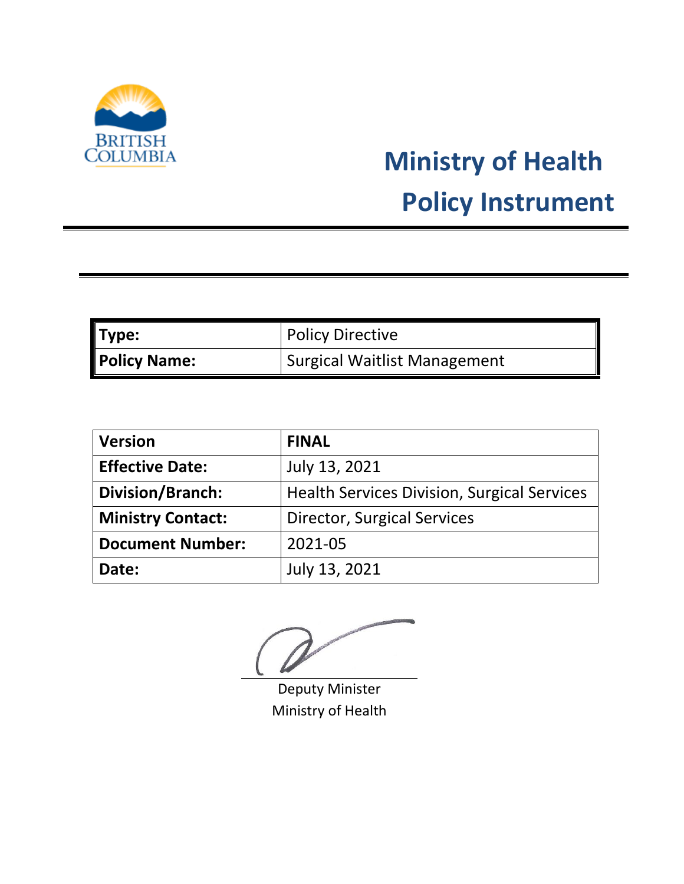BRITISH COLUMBIA

# Ministry of Health

# Policy Instrument

| Type: | Policy Directive |
|---|---|
| Policy Name: | Surgical Waitlist Management |

| Version | FINAL |
|---|---|
| Effective Date: | July 13, 2021 |
| Division/Branch: | Health Services Division, Surgical Services |
| Ministry Contact: | Director, Surgical Services |
| Document Number: | 2021-05 |
| Date: | July 13, 2021 |

Deputy Minister
Ministry of Health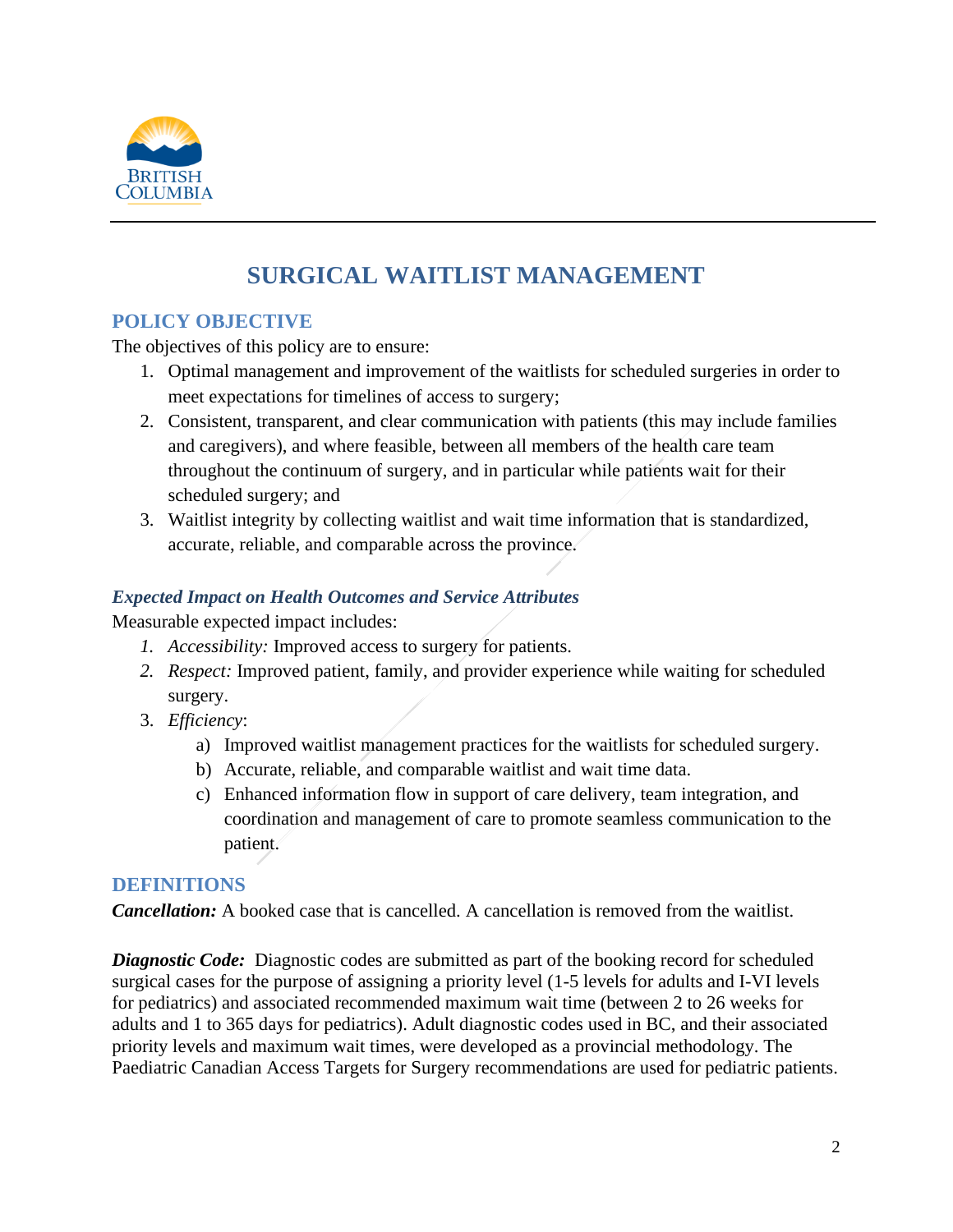# SURGICAL WAITLIST MANAGEMENT

## POLICY OBJECTIVE

The objectives of this policy are to ensure:

1. Optimal management and improvement of the waitlists for scheduled surgeries in order to meet expectations for timelines of access to surgery;
2. Consistent, transparent, and clear communication with patients (this may include families and caregivers), and where feasible, between all members of the health care team throughout the continuum of surgery, and in particular while patients wait for their scheduled surgery; and
3. Waitlist integrity by collecting waitlist and wait time information that is standardized, accurate, reliable, and comparable across the province.

### *Expected Impact on Health Outcomes and Service Attributes*

Measurable expected impact includes:

1. *Accessibility:* Improved access to surgery for patients.
2. *Respect:* Improved patient, family, and provider experience while waiting for scheduled surgery.
3. *Efficiency*:
   a) Improved waitlist management practices for the waitlists for scheduled surgery.
   b) Accurate, reliable, and comparable waitlist and wait time data.
   c) Enhanced information flow in support of care delivery, team integration, and coordination and management of care to promote seamless communication to the patient.

## DEFINITIONS

***Cancellation:*** A booked case that is cancelled. A cancellation is removed from the waitlist.

***Diagnostic Code:*** Diagnostic codes are submitted as part of the booking record for scheduled surgical cases for the purpose of assigning a priority level (1-5 levels for adults and I-VI levels for pediatrics) and associated recommended maximum wait time (between 2 to 26 weeks for adults and 1 to 365 days for pediatrics). Adult diagnostic codes used in BC, and their associated priority levels and maximum wait times, were developed as a provincial methodology. The Paediatric Canadian Access Targets for Surgery recommendations are used for pediatric patients.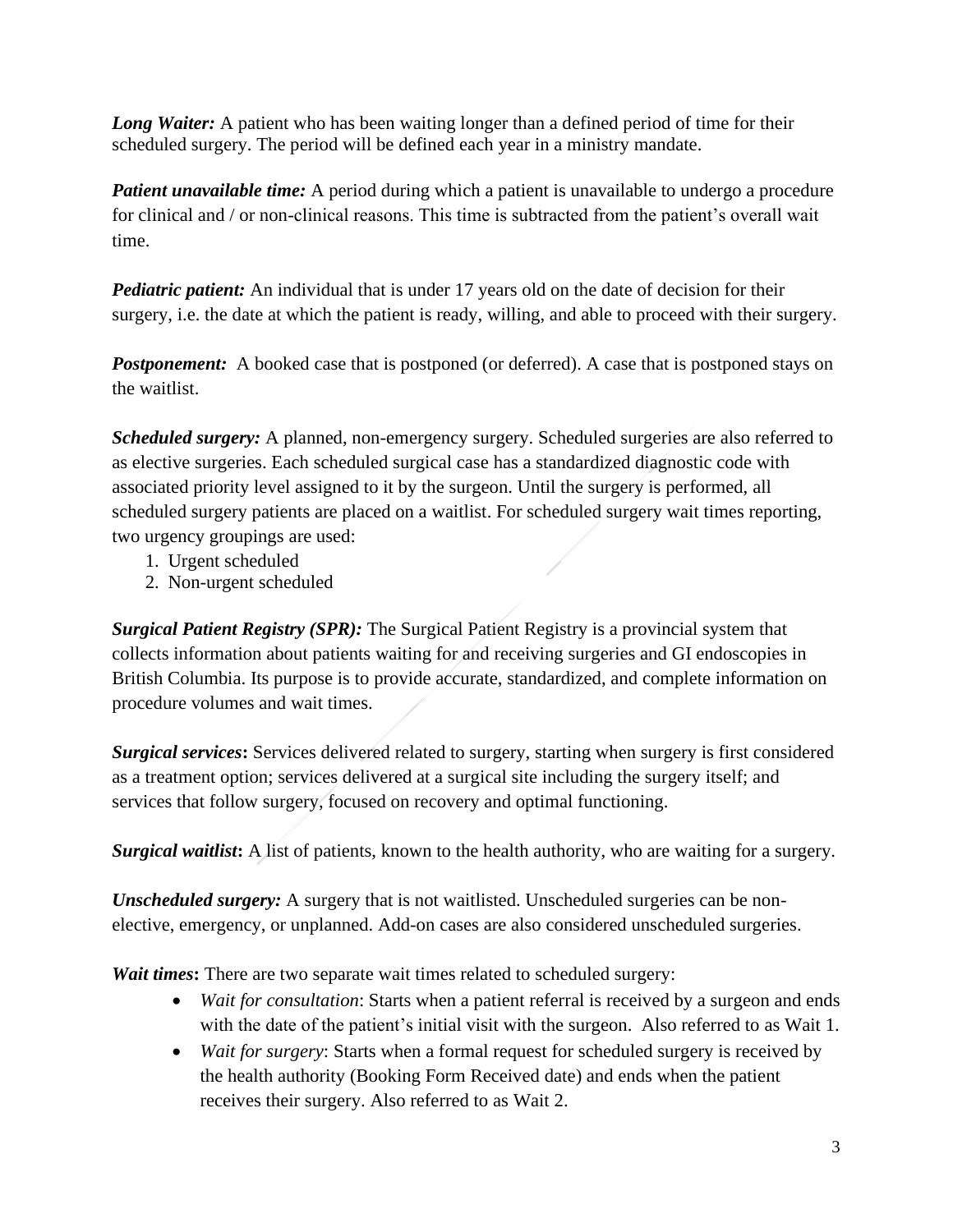***Long Waiter:*** A patient who has been waiting longer than a defined period of time for their scheduled surgery. The period will be defined each year in a ministry mandate.

***Patient unavailable time:*** A period during which a patient is unavailable to undergo a procedure for clinical and / or non-clinical reasons. This time is subtracted from the patient's overall wait time.

***Pediatric patient:*** An individual that is under 17 years old on the date of decision for their surgery, i.e. the date at which the patient is ready, willing, and able to proceed with their surgery.

***Postponement:*** A booked case that is postponed (or deferred). A case that is postponed stays on the waitlist.

***Scheduled surgery:*** A planned, non-emergency surgery. Scheduled surgeries are also referred to as elective surgeries. Each scheduled surgical case has a standardized diagnostic code with associated priority level assigned to it by the surgeon. Until the surgery is performed, all scheduled surgery patients are placed on a waitlist. For scheduled surgery wait times reporting, two urgency groupings are used:

1. Urgent scheduled
2. Non-urgent scheduled

***Surgical Patient Registry (SPR):*** The Surgical Patient Registry is a provincial system that collects information about patients waiting for and receiving surgeries and GI endoscopies in British Columbia. Its purpose is to provide accurate, standardized, and complete information on procedure volumes and wait times.

***Surgical services*****:** Services delivered related to surgery, starting when surgery is first considered as a treatment option; services delivered at a surgical site including the surgery itself; and services that follow surgery, focused on recovery and optimal functioning.

***Surgical waitlist*****:** A list of patients, known to the health authority, who are waiting for a surgery.

***Unscheduled surgery:*** A surgery that is not waitlisted. Unscheduled surgeries can be non-elective, emergency, or unplanned. Add-on cases are also considered unscheduled surgeries.

***Wait times*****:** There are two separate wait times related to scheduled surgery:

- *Wait for consultation*: Starts when a patient referral is received by a surgeon and ends with the date of the patient's initial visit with the surgeon. Also referred to as Wait 1.
- *Wait for surgery*: Starts when a formal request for scheduled surgery is received by the health authority (Booking Form Received date) and ends when the patient receives their surgery. Also referred to as Wait 2.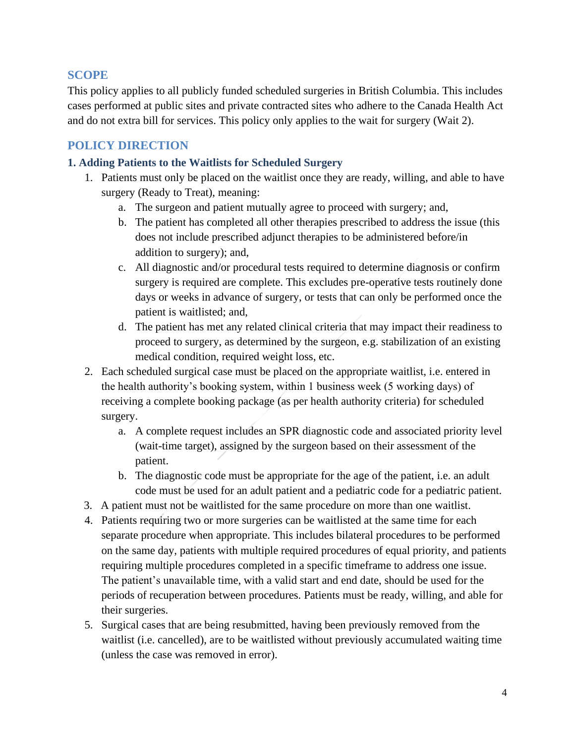## SCOPE

This policy applies to all publicly funded scheduled surgeries in British Columbia. This includes cases performed at public sites and private contracted sites who adhere to the Canada Health Act and do not extra bill for services. This policy only applies to the wait for surgery (Wait 2).

## POLICY DIRECTION

### 1. Adding Patients to the Waitlists for Scheduled Surgery

1. Patients must only be placed on the waitlist once they are ready, willing, and able to have surgery (Ready to Treat), meaning:
    a. The surgeon and patient mutually agree to proceed with surgery; and,
    b. The patient has completed all other therapies prescribed to address the issue (this does not include prescribed adjunct therapies to be administered before/in addition to surgery); and,
    c. All diagnostic and/or procedural tests required to determine diagnosis or confirm surgery is required are complete. This excludes pre-operative tests routinely done days or weeks in advance of surgery, or tests that can only be performed once the patient is waitlisted; and,
    d. The patient has met any related clinical criteria that may impact their readiness to proceed to surgery, as determined by the surgeon, e.g. stabilization of an existing medical condition, required weight loss, etc.
2. Each scheduled surgical case must be placed on the appropriate waitlist, i.e. entered in the health authority's booking system, within 1 business week (5 working days) of receiving a complete booking package (as per health authority criteria) for scheduled surgery.
    a. A complete request includes an SPR diagnostic code and associated priority level (wait-time target), assigned by the surgeon based on their assessment of the patient.
    b. The diagnostic code must be appropriate for the age of the patient, i.e. an adult code must be used for an adult patient and a pediatric code for a pediatric patient.
3. A patient must not be waitlisted for the same procedure on more than one waitlist.
4. Patients requiring two or more surgeries can be waitlisted at the same time for each separate procedure when appropriate. This includes bilateral procedures to be performed on the same day, patients with multiple required procedures of equal priority, and patients requiring multiple procedures completed in a specific timeframe to address one issue. The patient's unavailable time, with a valid start and end date, should be used for the periods of recuperation between procedures. Patients must be ready, willing, and able for their surgeries.
5. Surgical cases that are being resubmitted, having been previously removed from the waitlist (i.e. cancelled), are to be waitlisted without previously accumulated waiting time (unless the case was removed in error).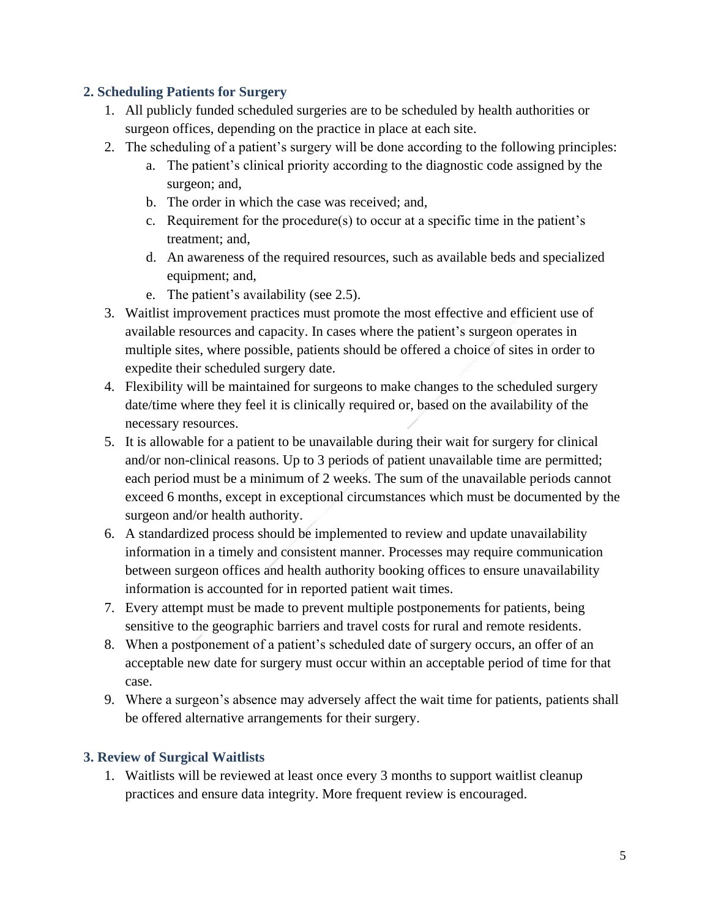## 2. Scheduling Patients for Surgery

1. All publicly funded scheduled surgeries are to be scheduled by health authorities or surgeon offices, depending on the practice in place at each site.
2. The scheduling of a patient's surgery will be done according to the following principles:
   a. The patient's clinical priority according to the diagnostic code assigned by the surgeon; and,
   b. The order in which the case was received; and,
   c. Requirement for the procedure(s) to occur at a specific time in the patient's treatment; and,
   d. An awareness of the required resources, such as available beds and specialized equipment; and,
   e. The patient's availability (see 2.5).
3. Waitlist improvement practices must promote the most effective and efficient use of available resources and capacity. In cases where the patient's surgeon operates in multiple sites, where possible, patients should be offered a choice of sites in order to expedite their scheduled surgery date.
4. Flexibility will be maintained for surgeons to make changes to the scheduled surgery date/time where they feel it is clinically required or, based on the availability of the necessary resources.
5. It is allowable for a patient to be unavailable during their wait for surgery for clinical and/or non-clinical reasons. Up to 3 periods of patient unavailable time are permitted; each period must be a minimum of 2 weeks. The sum of the unavailable periods cannot exceed 6 months, except in exceptional circumstances which must be documented by the surgeon and/or health authority.
6. A standardized process should be implemented to review and update unavailability information in a timely and consistent manner. Processes may require communication between surgeon offices and health authority booking offices to ensure unavailability information is accounted for in reported patient wait times.
7. Every attempt must be made to prevent multiple postponements for patients, being sensitive to the geographic barriers and travel costs for rural and remote residents.
8. When a postponement of a patient's scheduled date of surgery occurs, an offer of an acceptable new date for surgery must occur within an acceptable period of time for that case.
9. Where a surgeon's absence may adversely affect the wait time for patients, patients shall be offered alternative arrangements for their surgery.

## 3. Review of Surgical Waitlists

1. Waitlists will be reviewed at least once every 3 months to support waitlist cleanup practices and ensure data integrity. More frequent review is encouraged.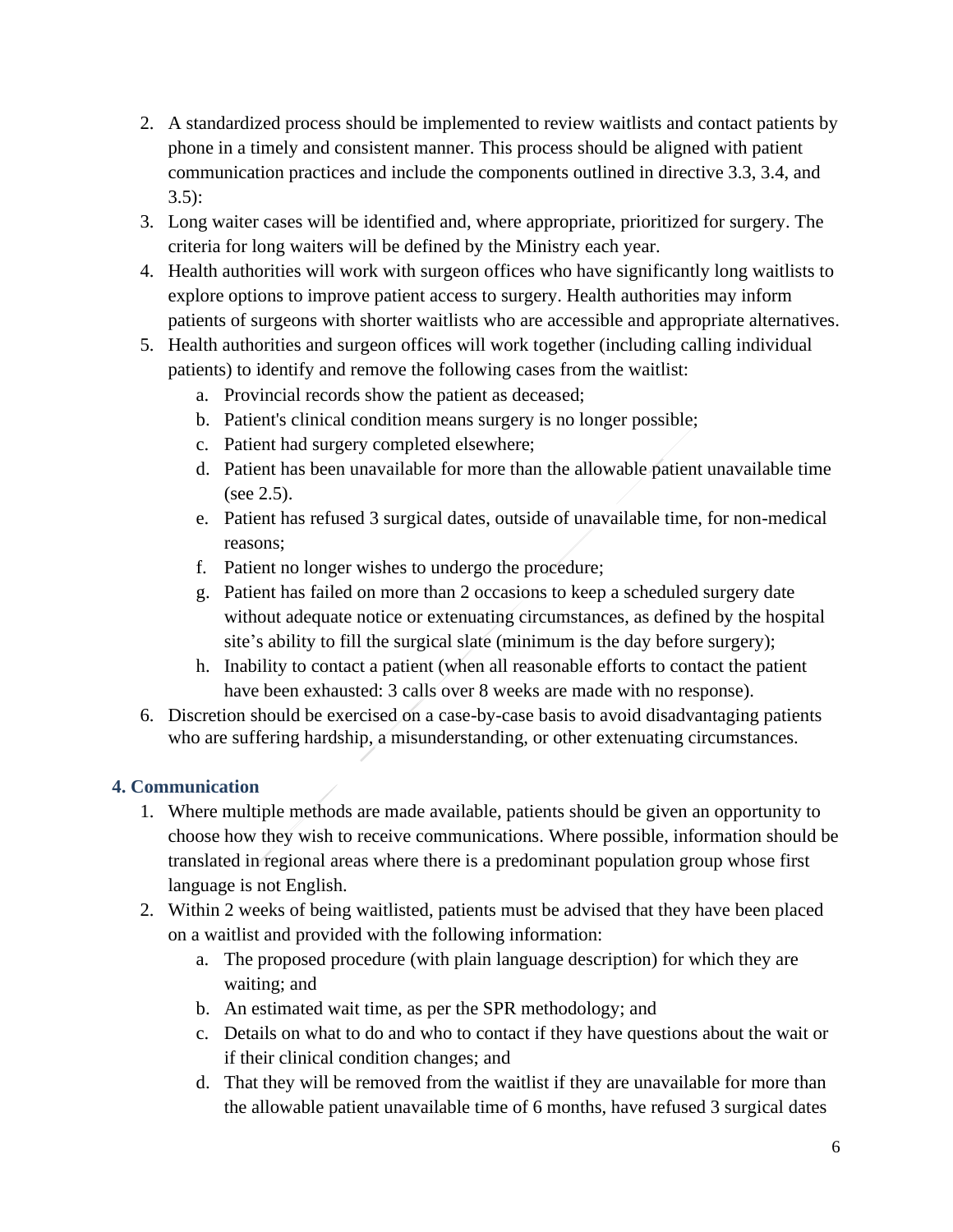2. A standardized process should be implemented to review waitlists and contact patients by phone in a timely and consistent manner. This process should be aligned with patient communication practices and include the components outlined in directive 3.3, 3.4, and 3.5):
3. Long waiter cases will be identified and, where appropriate, prioritized for surgery. The criteria for long waiters will be defined by the Ministry each year.
4. Health authorities will work with surgeon offices who have significantly long waitlists to explore options to improve patient access to surgery. Health authorities may inform patients of surgeons with shorter waitlists who are accessible and appropriate alternatives.
5. Health authorities and surgeon offices will work together (including calling individual patients) to identify and remove the following cases from the waitlist:
    a. Provincial records show the patient as deceased;
    b. Patient's clinical condition means surgery is no longer possible;
    c. Patient had surgery completed elsewhere;
    d. Patient has been unavailable for more than the allowable patient unavailable time (see 2.5).
    e. Patient has refused 3 surgical dates, outside of unavailable time, for non-medical reasons;
    f. Patient no longer wishes to undergo the procedure;
    g. Patient has failed on more than 2 occasions to keep a scheduled surgery date without adequate notice or extenuating circumstances, as defined by the hospital site's ability to fill the surgical slate (minimum is the day before surgery);
    h. Inability to contact a patient (when all reasonable efforts to contact the patient have been exhausted: 3 calls over 8 weeks are made with no response).
6. Discretion should be exercised on a case-by-case basis to avoid disadvantaging patients who are suffering hardship, a misunderstanding, or other extenuating circumstances.

### 4. Communication

1. Where multiple methods are made available, patients should be given an opportunity to choose how they wish to receive communications. Where possible, information should be translated in regional areas where there is a predominant population group whose first language is not English.
2. Within 2 weeks of being waitlisted, patients must be advised that they have been placed on a waitlist and provided with the following information:
    a. The proposed procedure (with plain language description) for which they are waiting; and
    b. An estimated wait time, as per the SPR methodology; and
    c. Details on what to do and who to contact if they have questions about the wait or if their clinical condition changes; and
    d. That they will be removed from the waitlist if they are unavailable for more than the allowable patient unavailable time of 6 months, have refused 3 surgical dates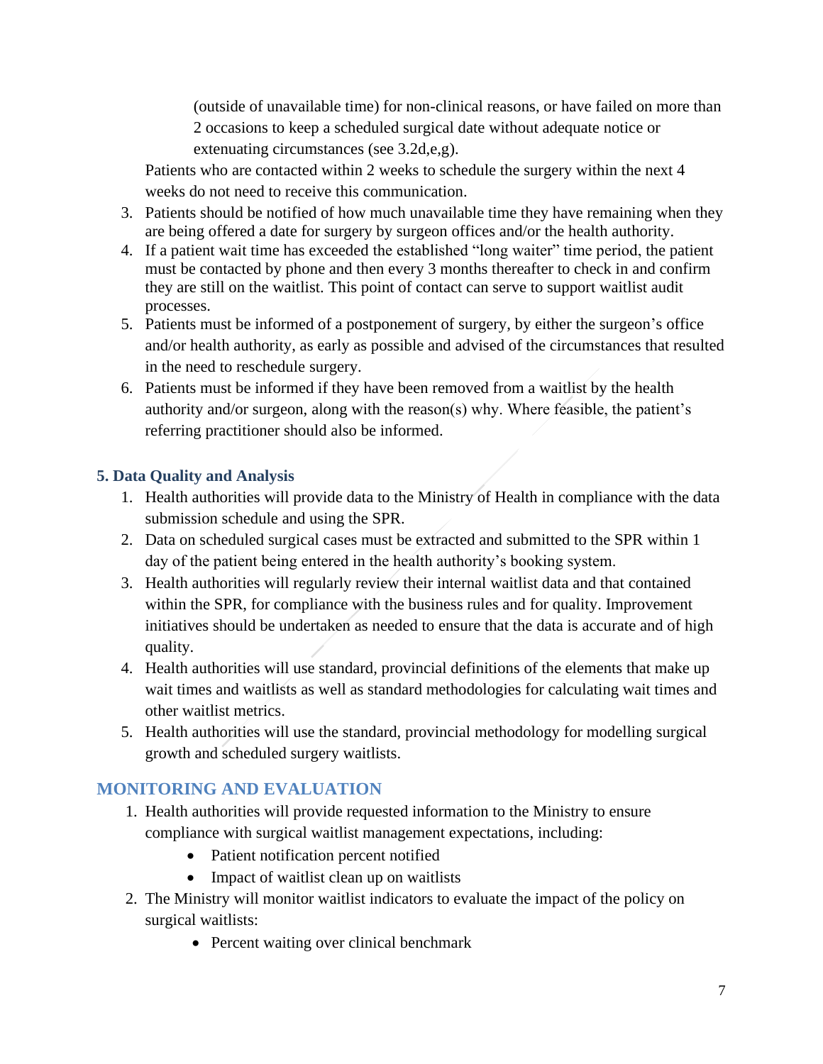(outside of unavailable time) for non-clinical reasons, or have failed on more than 2 occasions to keep a scheduled surgical date without adequate notice or extenuating circumstances (see 3.2d,e,g).

Patients who are contacted within 2 weeks to schedule the surgery within the next 4 weeks do not need to receive this communication.

3. Patients should be notified of how much unavailable time they have remaining when they are being offered a date for surgery by surgeon offices and/or the health authority.
4. If a patient wait time has exceeded the established "long waiter" time period, the patient must be contacted by phone and then every 3 months thereafter to check in and confirm they are still on the waitlist. This point of contact can serve to support waitlist audit processes.
5. Patients must be informed of a postponement of surgery, by either the surgeon's office and/or health authority, as early as possible and advised of the circumstances that resulted in the need to reschedule surgery.
6. Patients must be informed if they have been removed from a waitlist by the health authority and/or surgeon, along with the reason(s) why. Where feasible, the patient's referring practitioner should also be informed.

### 5. Data Quality and Analysis

1. Health authorities will provide data to the Ministry of Health in compliance with the data submission schedule and using the SPR.
2. Data on scheduled surgical cases must be extracted and submitted to the SPR within 1 day of the patient being entered in the health authority's booking system.
3. Health authorities will regularly review their internal waitlist data and that contained within the SPR, for compliance with the business rules and for quality. Improvement initiatives should be undertaken as needed to ensure that the data is accurate and of high quality.
4. Health authorities will use standard, provincial definitions of the elements that make up wait times and waitlists as well as standard methodologies for calculating wait times and other waitlist metrics.
5. Health authorities will use the standard, provincial methodology for modelling surgical growth and scheduled surgery waitlists.

## MONITORING AND EVALUATION

1. Health authorities will provide requested information to the Ministry to ensure compliance with surgical waitlist management expectations, including:
   - Patient notification percent notified
   - Impact of waitlist clean up on waitlists
2. The Ministry will monitor waitlist indicators to evaluate the impact of the policy on surgical waitlists:
   - Percent waiting over clinical benchmark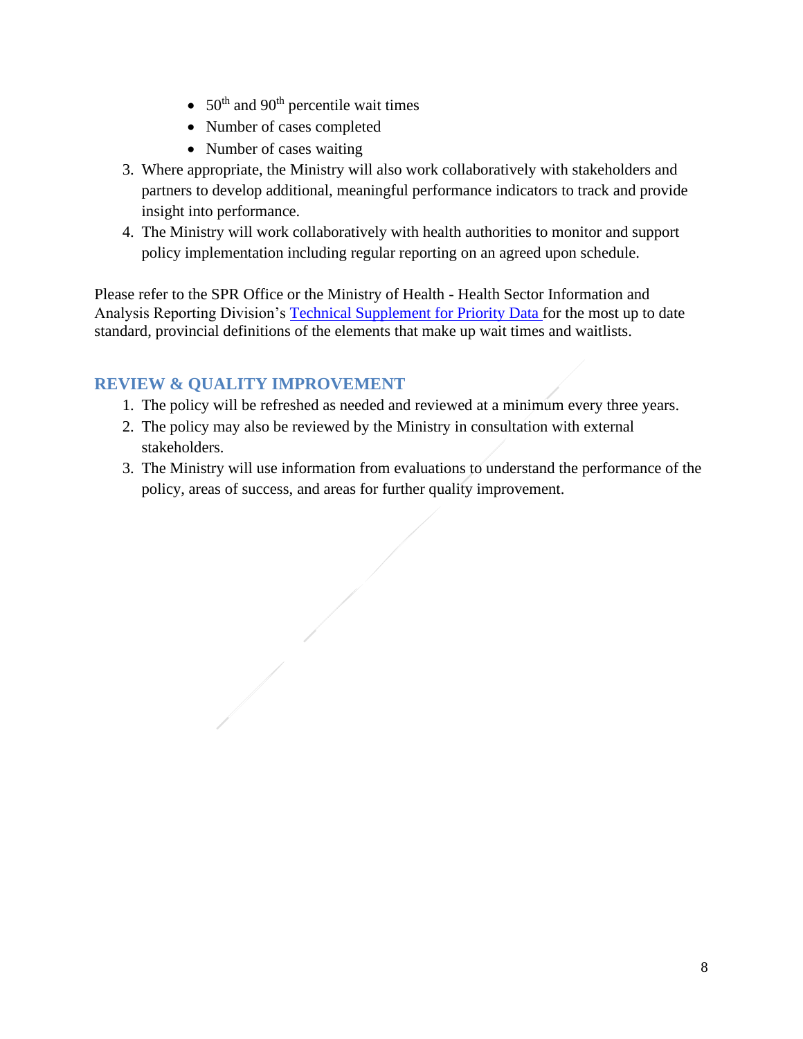- 50th and 90th percentile wait times
- Number of cases completed
- Number of cases waiting

3. Where appropriate, the Ministry will also work collaboratively with stakeholders and partners to develop additional, meaningful performance indicators to track and provide insight into performance.
4. The Ministry will work collaboratively with health authorities to monitor and support policy implementation including regular reporting on an agreed upon schedule.

Please refer to the SPR Office or the Ministry of Health - Health Sector Information and Analysis Reporting Division's Technical Supplement for Priority Data for the most up to date standard, provincial definitions of the elements that make up wait times and waitlists.

## REVIEW & QUALITY IMPROVEMENT

1. The policy will be refreshed as needed and reviewed at a minimum every three years.
2. The policy may also be reviewed by the Ministry in consultation with external stakeholders.
3. The Ministry will use information from evaluations to understand the performance of the policy, areas of success, and areas for further quality improvement.